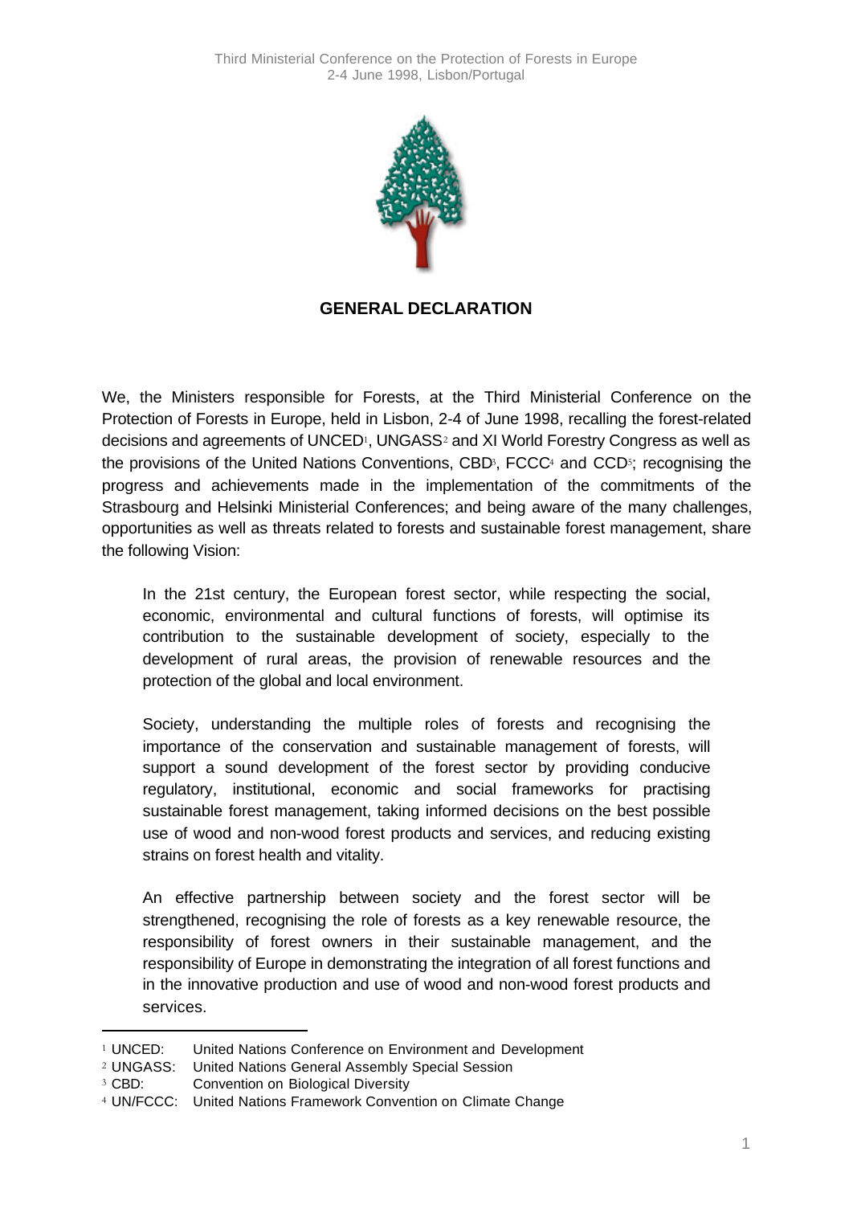# GENERAL DECLARATION

We, the Ministers responsible for Forests, at the Third Ministerial Conference on the Protection of Forests in Europe, held in Lisbon, 2-4 of June 1998, recalling the forest-related decisions and agreements of UNCED[1], UNGASS[2] and XI World Forestry Congress as well as the provisions of the United Nations Conventions, CBD[3], FCCC[4] and CCD[5]; recognising the progress and achievements made in the implementation of the commitments of the Strasbourg and Helsinki Ministerial Conferences; and being aware of the many challenges, opportunities as well as threats related to forests and sustainable forest management, share the following Vision:

> In the 21st century, the European forest sector, while respecting the social, economic, environmental and cultural functions of forests, will optimise its contribution to the sustainable development of society, especially to the development of rural areas, the provision of renewable resources and the protection of the global and local environment.
>
> Society, understanding the multiple roles of forests and recognising the importance of the conservation and sustainable management of forests, will support a sound development of the forest sector by providing conducive regulatory, institutional, economic and social frameworks for practising sustainable forest management, taking informed decisions on the best possible use of wood and non-wood forest products and services, and reducing existing strains on forest health and vitality.
>
> An effective partnership between society and the forest sector will be strengthened, recognising the role of forests as a key renewable resource, the responsibility of forest owners in their sustainable management, and the responsibility of Europe in demonstrating the integration of all forest functions and in the innovative production and use of wood and non-wood forest products and services.

---

[1] UNCED: United Nations Conference on Environment and Development

[2] UNGASS: United Nations General Assembly Special Session

[3] CBD: Convention on Biological Diversity

[4] UN/FCCC: United Nations Framework Convention on Climate Change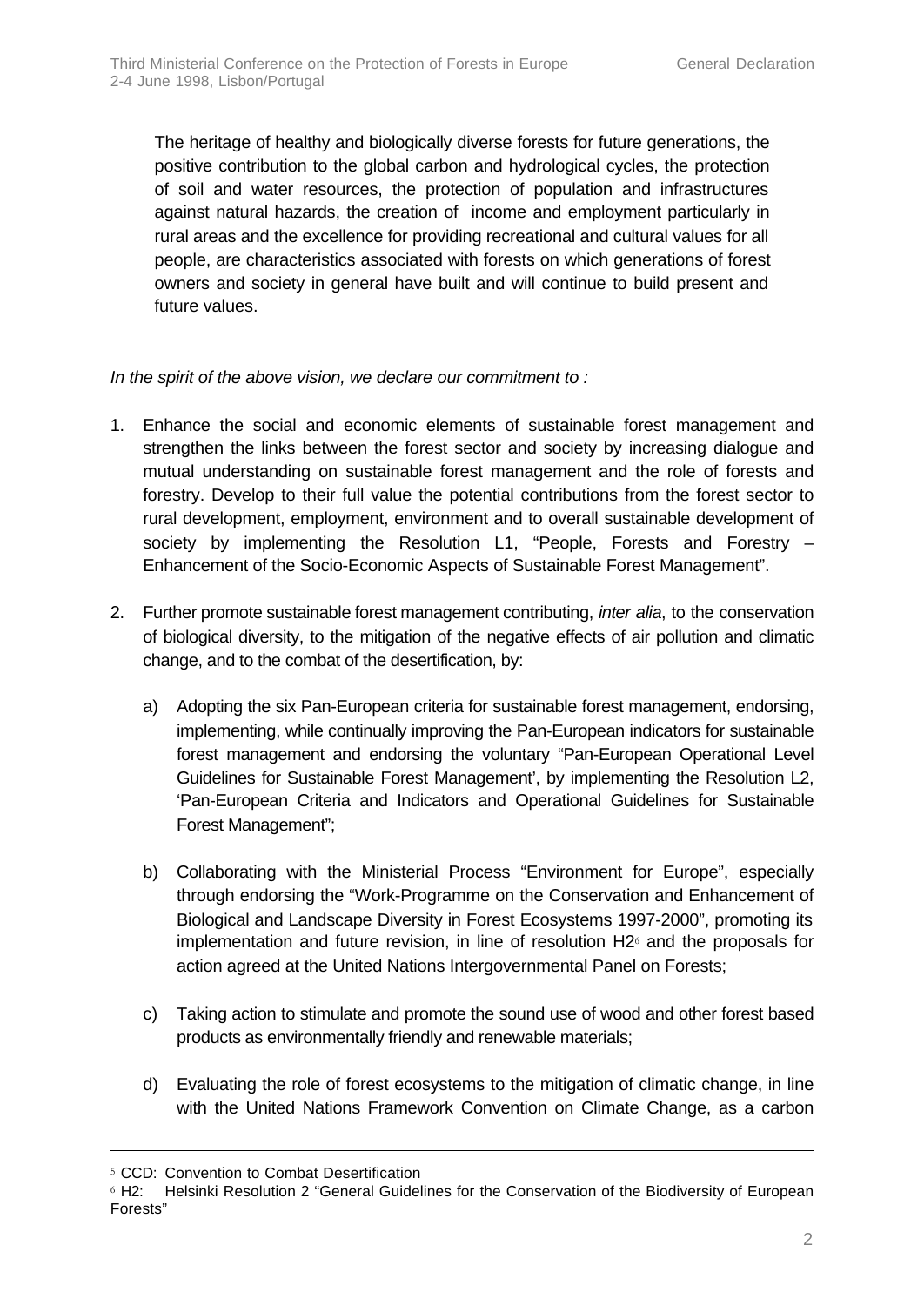The heritage of healthy and biologically diverse forests for future generations, the positive contribution to the global carbon and hydrological cycles, the protection of soil and water resources, the protection of population and infrastructures against natural hazards, the creation of income and employment particularly in rural areas and the excellence for providing recreational and cultural values for all people, are characteristics associated with forests on which generations of forest owners and society in general have built and will continue to build present and future values.

*In the spirit of the above vision, we declare our commitment to :*

1. Enhance the social and economic elements of sustainable forest management and strengthen the links between the forest sector and society by increasing dialogue and mutual understanding on sustainable forest management and the role of forests and forestry. Develop to their full value the potential contributions from the forest sector to rural development, employment, environment and to overall sustainable development of society by implementing the Resolution L1, "People, Forests and Forestry – Enhancement of the Socio-Economic Aspects of Sustainable Forest Management".

2. Further promote sustainable forest management contributing, *inter alia*, to the conservation of biological diversity, to the mitigation of the negative effects of air pollution and climatic change, and to the combat of the desertification, by:

   a) Adopting the six Pan-European criteria for sustainable forest management, endorsing, implementing, while continually improving the Pan-European indicators for sustainable forest management and endorsing the voluntary "Pan-European Operational Level Guidelines for Sustainable Forest Management', by implementing the Resolution L2, 'Pan-European Criteria and Indicators and Operational Guidelines for Sustainable Forest Management";

   b) Collaborating with the Ministerial Process "Environment for Europe", especially through endorsing the "Work-Programme on the Conservation and Enhancement of Biological and Landscape Diversity in Forest Ecosystems 1997-2000", promoting its implementation and future revision, in line of resolution H2[6] and the proposals for action agreed at the United Nations Intergovernmental Panel on Forests;

   c) Taking action to stimulate and promote the sound use of wood and other forest based products as environmentally friendly and renewable materials;

   d) Evaluating the role of forest ecosystems to the mitigation of climatic change, in line with the United Nations Framework Convention on Climate Change, as a carbon

---

[5] CCD: Convention to Combat Desertification

[6] H2: Helsinki Resolution 2 "General Guidelines for the Conservation of the Biodiversity of European Forests"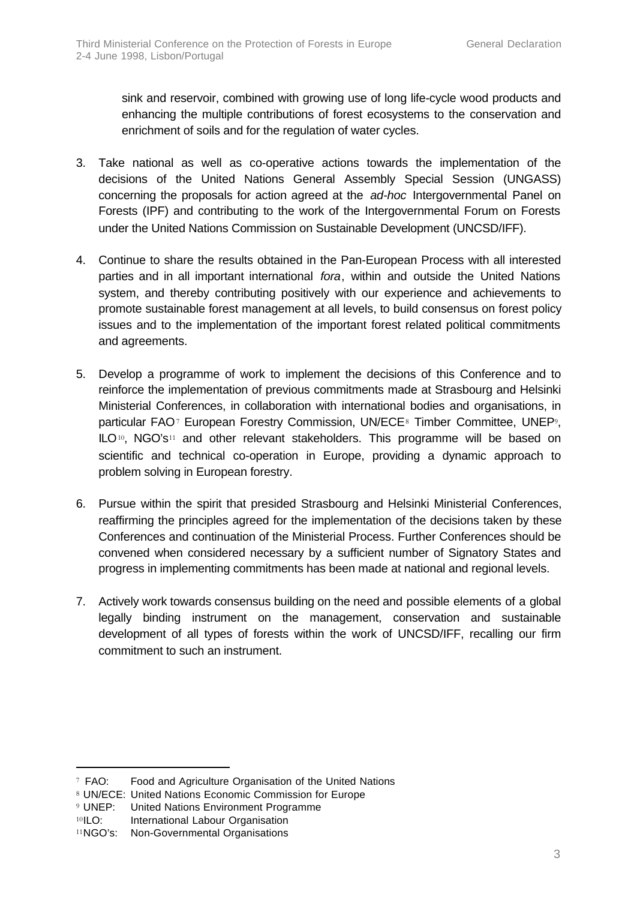sink and reservoir, combined with growing use of long life-cycle wood products and enhancing the multiple contributions of forest ecosystems to the conservation and enrichment of soils and for the regulation of water cycles.

3. Take national as well as co-operative actions towards the implementation of the decisions of the United Nations General Assembly Special Session (UNGASS) concerning the proposals for action agreed at the *ad-hoc* Intergovernmental Panel on Forests (IPF) and contributing to the work of the Intergovernmental Forum on Forests under the United Nations Commission on Sustainable Development (UNCSD/IFF).

4. Continue to share the results obtained in the Pan-European Process with all interested parties and in all important international *fora*, within and outside the United Nations system, and thereby contributing positively with our experience and achievements to promote sustainable forest management at all levels, to build consensus on forest policy issues and to the implementation of the important forest related political commitments and agreements.

5. Develop a programme of work to implement the decisions of this Conference and to reinforce the implementation of previous commitments made at Strasbourg and Helsinki Ministerial Conferences, in collaboration with international bodies and organisations, in particular FAO[7] European Forestry Commission, UN/ECE[8] Timber Committee, UNEP[9], ILO[10], NGO's[11] and other relevant stakeholders. This programme will be based on scientific and technical co-operation in Europe, providing a dynamic approach to problem solving in European forestry.

6. Pursue within the spirit that presided Strasbourg and Helsinki Ministerial Conferences, reaffirming the principles agreed for the implementation of the decisions taken by these Conferences and continuation of the Ministerial Process. Further Conferences should be convened when considered necessary by a sufficient number of Signatory States and progress in implementing commitments has been made at national and regional levels.

7. Actively work towards consensus building on the need and possible elements of a global legally binding instrument on the management, conservation and sustainable development of all types of forests within the work of UNCSD/IFF, recalling our firm commitment to such an instrument.

---

[7] FAO: Food and Agriculture Organisation of the United Nations

[8] UN/ECE: United Nations Economic Commission for Europe

[9] UNEP: United Nations Environment Programme

[10] ILO: International Labour Organisation

[11] NGO's: Non-Governmental Organisations